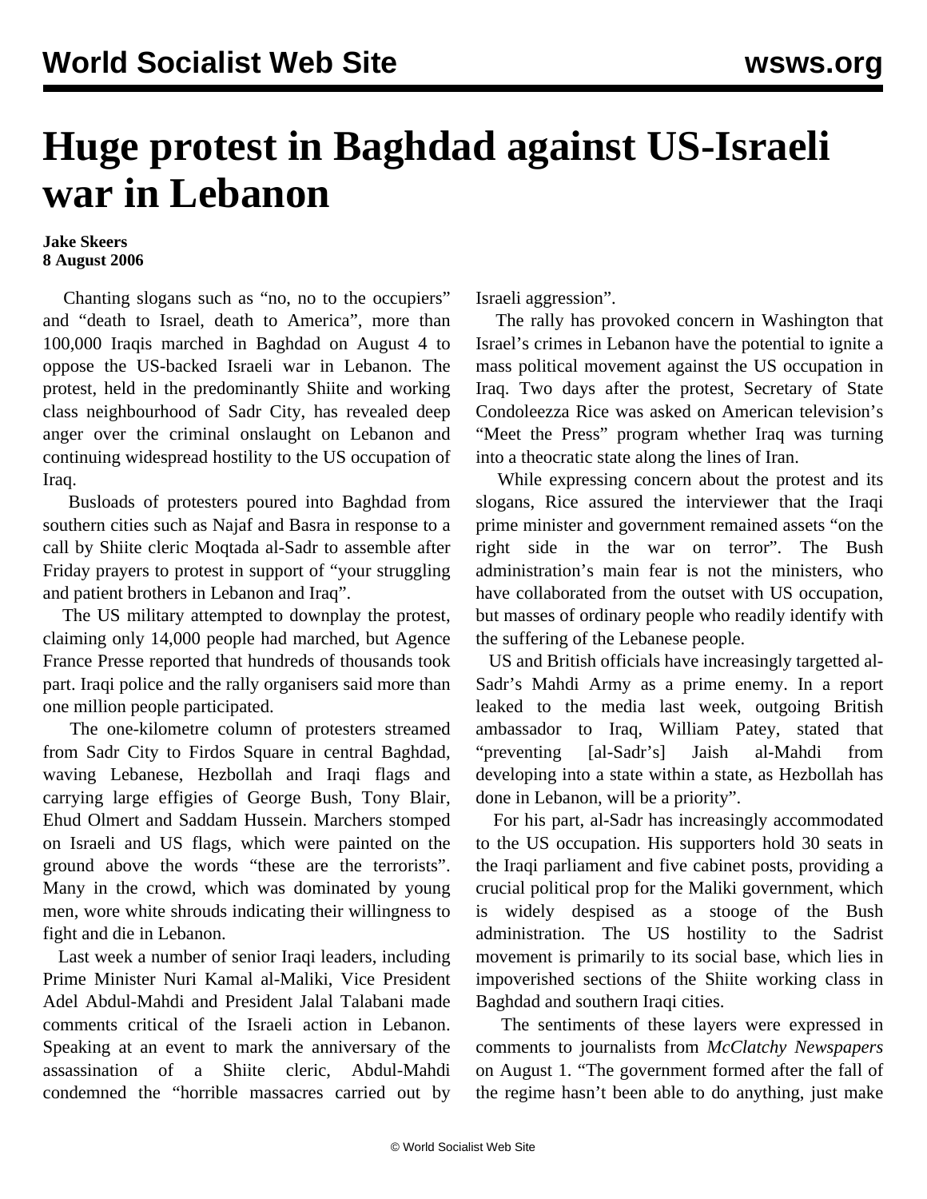# Huge protest in Baghdad against US-Israeli war in Lebanon

**Jake Skeers**
**8 August 2006**

Chanting slogans such as "no, no to the occupiers" and "death to Israel, death to America", more than 100,000 Iraqis marched in Baghdad on August 4 to oppose the US-backed Israeli war in Lebanon. The protest, held in the predominantly Shiite and working class neighbourhood of Sadr City, has revealed deep anger over the criminal onslaught on Lebanon and continuing widespread hostility to the US occupation of Iraq.

Busloads of protesters poured into Baghdad from southern cities such as Najaf and Basra in response to a call by Shiite cleric Moqtada al-Sadr to assemble after Friday prayers to protest in support of "your struggling and patient brothers in Lebanon and Iraq".

The US military attempted to downplay the protest, claiming only 14,000 people had marched, but Agence France Presse reported that hundreds of thousands took part. Iraqi police and the rally organisers said more than one million people participated.

The one-kilometre column of protesters streamed from Sadr City to Firdos Square in central Baghdad, waving Lebanese, Hezbollah and Iraqi flags and carrying large effigies of George Bush, Tony Blair, Ehud Olmert and Saddam Hussein. Marchers stomped on Israeli and US flags, which were painted on the ground above the words "these are the terrorists". Many in the crowd, which was dominated by young men, wore white shrouds indicating their willingness to fight and die in Lebanon.

Last week a number of senior Iraqi leaders, including Prime Minister Nuri Kamal al-Maliki, Vice President Adel Abdul-Mahdi and President Jalal Talabani made comments critical of the Israeli action in Lebanon. Speaking at an event to mark the anniversary of the assassination of a Shiite cleric, Abdul-Mahdi condemned the "horrible massacres carried out by Israeli aggression".

The rally has provoked concern in Washington that Israel's crimes in Lebanon have the potential to ignite a mass political movement against the US occupation in Iraq. Two days after the protest, Secretary of State Condoleezza Rice was asked on American television's "Meet the Press" program whether Iraq was turning into a theocratic state along the lines of Iran.

While expressing concern about the protest and its slogans, Rice assured the interviewer that the Iraqi prime minister and government remained assets "on the right side in the war on terror". The Bush administration's main fear is not the ministers, who have collaborated from the outset with US occupation, but masses of ordinary people who readily identify with the suffering of the Lebanese people.

US and British officials have increasingly targetted al-Sadr's Mahdi Army as a prime enemy. In a report leaked to the media last week, outgoing British ambassador to Iraq, William Patey, stated that "preventing [al-Sadr's] Jaish al-Mahdi from developing into a state within a state, as Hezbollah has done in Lebanon, will be a priority".

For his part, al-Sadr has increasingly accommodated to the US occupation. His supporters hold 30 seats in the Iraqi parliament and five cabinet posts, providing a crucial political prop for the Maliki government, which is widely despised as a stooge of the Bush administration. The US hostility to the Sadrist movement is primarily to its social base, which lies in impoverished sections of the Shiite working class in Baghdad and southern Iraqi cities.

The sentiments of these layers were expressed in comments to journalists from *McClatchy Newspapers* on August 1. "The government formed after the fall of the regime hasn't been able to do anything, just make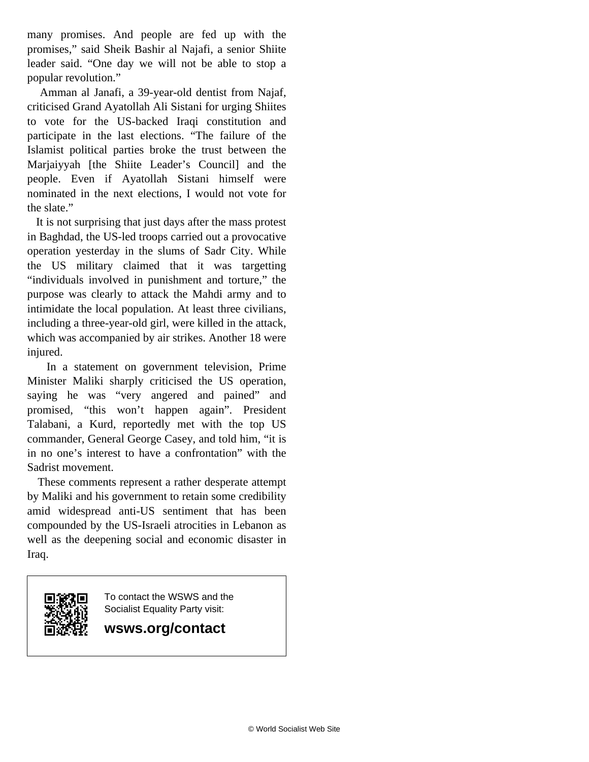many promises. And people are fed up with the promises," said Sheik Bashir al Najafi, a senior Shiite leader said. "One day we will not be able to stop a popular revolution."

Amman al Janafi, a 39-year-old dentist from Najaf, criticised Grand Ayatollah Ali Sistani for urging Shiites to vote for the US-backed Iraqi constitution and participate in the last elections. "The failure of the Islamist political parties broke the trust between the Marjaiyyah [the Shiite Leader's Council] and the people. Even if Ayatollah Sistani himself were nominated in the next elections, I would not vote for the slate."

It is not surprising that just days after the mass protest in Baghdad, the US-led troops carried out a provocative operation yesterday in the slums of Sadr City. While the US military claimed that it was targetting "individuals involved in punishment and torture," the purpose was clearly to attack the Mahdi army and to intimidate the local population. At least three civilians, including a three-year-old girl, were killed in the attack, which was accompanied by air strikes. Another 18 were injured.

In a statement on government television, Prime Minister Maliki sharply criticised the US operation, saying he was "very angered and pained" and promised, "this won't happen again". President Talabani, a Kurd, reportedly met with the top US commander, General George Casey, and told him, "it is in no one's interest to have a confrontation" with the Sadrist movement.

These comments represent a rather desperate attempt by Maliki and his government to retain some credibility amid widespread anti-US sentiment that has been compounded by the US-Israeli atrocities in Lebanon as well as the deepening social and economic disaster in Iraq.

To contact the WSWS and the Socialist Equality Party visit:

**wsws.org/contact**